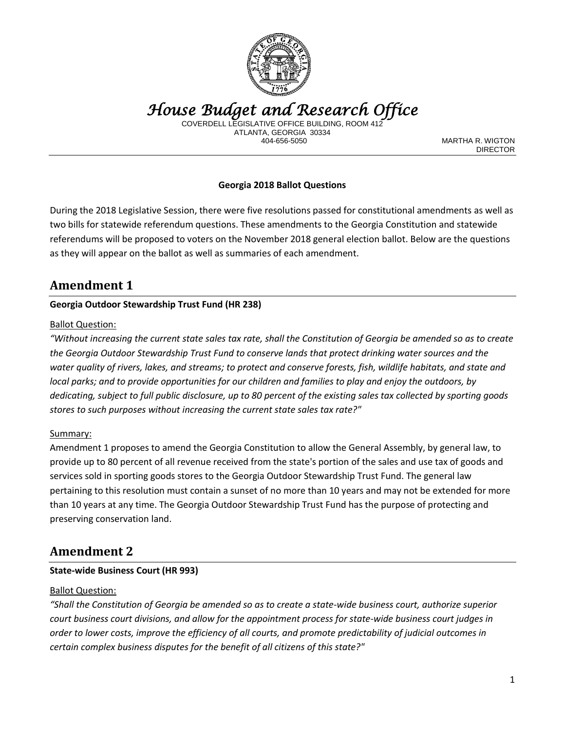# House Budget and Research Office

COVERDELL LEGISLATIVE OFFICE BUILDING, ROOM 412
ATLANTA, GEORGIA 30334
404-656-5050

MARTHA R. WIGTON
DIRECTOR

---

**Georgia 2018 Ballot Questions**

During the 2018 Legislative Session, there were five resolutions passed for constitutional amendments as well as two bills for statewide referendum questions. These amendments to the Georgia Constitution and statewide referendums will be proposed to voters on the November 2018 general election ballot. Below are the questions as they will appear on the ballot as well as summaries of each amendment.

## Amendment 1

**Georgia Outdoor Stewardship Trust Fund (HR 238)**

Ballot Question:

*"Without increasing the current state sales tax rate, shall the Constitution of Georgia be amended so as to create the Georgia Outdoor Stewardship Trust Fund to conserve lands that protect drinking water sources and the water quality of rivers, lakes, and streams; to protect and conserve forests, fish, wildlife habitats, and state and local parks; and to provide opportunities for our children and families to play and enjoy the outdoors, by dedicating, subject to full public disclosure, up to 80 percent of the existing sales tax collected by sporting goods stores to such purposes without increasing the current state sales tax rate?"*

Summary:

Amendment 1 proposes to amend the Georgia Constitution to allow the General Assembly, by general law, to provide up to 80 percent of all revenue received from the state's portion of the sales and use tax of goods and services sold in sporting goods stores to the Georgia Outdoor Stewardship Trust Fund. The general law pertaining to this resolution must contain a sunset of no more than 10 years and may not be extended for more than 10 years at any time. The Georgia Outdoor Stewardship Trust Fund has the purpose of protecting and preserving conservation land.

## Amendment 2

**State-wide Business Court (HR 993)**

Ballot Question:

*"Shall the Constitution of Georgia be amended so as to create a state-wide business court, authorize superior court business court divisions, and allow for the appointment process for state-wide business court judges in order to lower costs, improve the efficiency of all courts, and promote predictability of judicial outcomes in certain complex business disputes for the benefit of all citizens of this state?"*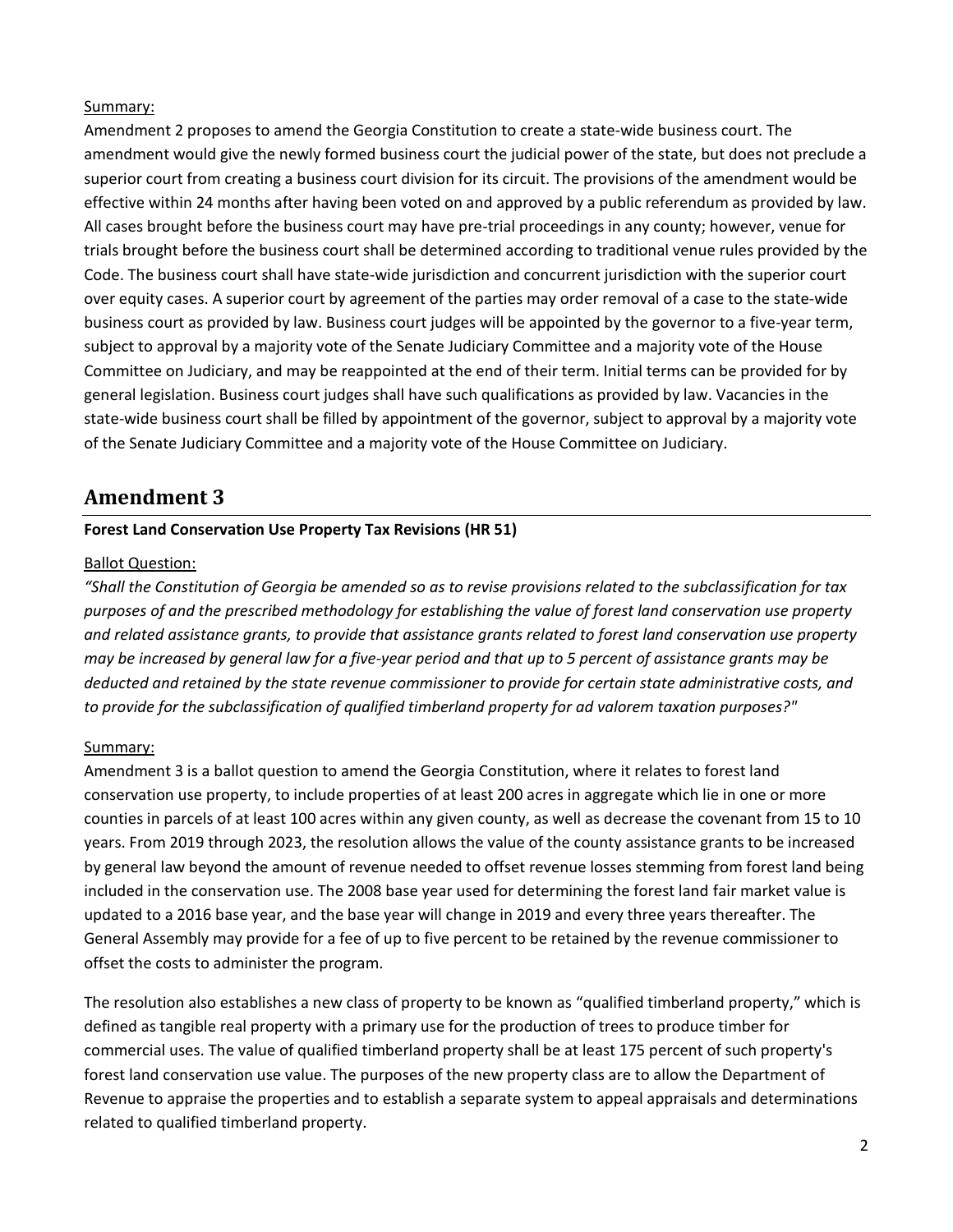Summary:

Amendment 2 proposes to amend the Georgia Constitution to create a state-wide business court. The amendment would give the newly formed business court the judicial power of the state, but does not preclude a superior court from creating a business court division for its circuit. The provisions of the amendment would be effective within 24 months after having been voted on and approved by a public referendum as provided by law. All cases brought before the business court may have pre-trial proceedings in any county; however, venue for trials brought before the business court shall be determined according to traditional venue rules provided by the Code. The business court shall have state-wide jurisdiction and concurrent jurisdiction with the superior court over equity cases. A superior court by agreement of the parties may order removal of a case to the state-wide business court as provided by law. Business court judges will be appointed by the governor to a five-year term, subject to approval by a majority vote of the Senate Judiciary Committee and a majority vote of the House Committee on Judiciary, and may be reappointed at the end of their term. Initial terms can be provided for by general legislation. Business court judges shall have such qualifications as provided by law. Vacancies in the state-wide business court shall be filled by appointment of the governor, subject to approval by a majority vote of the Senate Judiciary Committee and a majority vote of the House Committee on Judiciary.

## Amendment 3

**Forest Land Conservation Use Property Tax Revisions (HR 51)**

Ballot Question:

*"Shall the Constitution of Georgia be amended so as to revise provisions related to the subclassification for tax purposes of and the prescribed methodology for establishing the value of forest land conservation use property and related assistance grants, to provide that assistance grants related to forest land conservation use property may be increased by general law for a five-year period and that up to 5 percent of assistance grants may be deducted and retained by the state revenue commissioner to provide for certain state administrative costs, and to provide for the subclassification of qualified timberland property for ad valorem taxation purposes?"*

Summary:

Amendment 3 is a ballot question to amend the Georgia Constitution, where it relates to forest land conservation use property, to include properties of at least 200 acres in aggregate which lie in one or more counties in parcels of at least 100 acres within any given county, as well as decrease the covenant from 15 to 10 years. From 2019 through 2023, the resolution allows the value of the county assistance grants to be increased by general law beyond the amount of revenue needed to offset revenue losses stemming from forest land being included in the conservation use. The 2008 base year used for determining the forest land fair market value is updated to a 2016 base year, and the base year will change in 2019 and every three years thereafter. The General Assembly may provide for a fee of up to five percent to be retained by the revenue commissioner to offset the costs to administer the program.

The resolution also establishes a new class of property to be known as "qualified timberland property," which is defined as tangible real property with a primary use for the production of trees to produce timber for commercial uses. The value of qualified timberland property shall be at least 175 percent of such property's forest land conservation use value. The purposes of the new property class are to allow the Department of Revenue to appraise the properties and to establish a separate system to appeal appraisals and determinations related to qualified timberland property.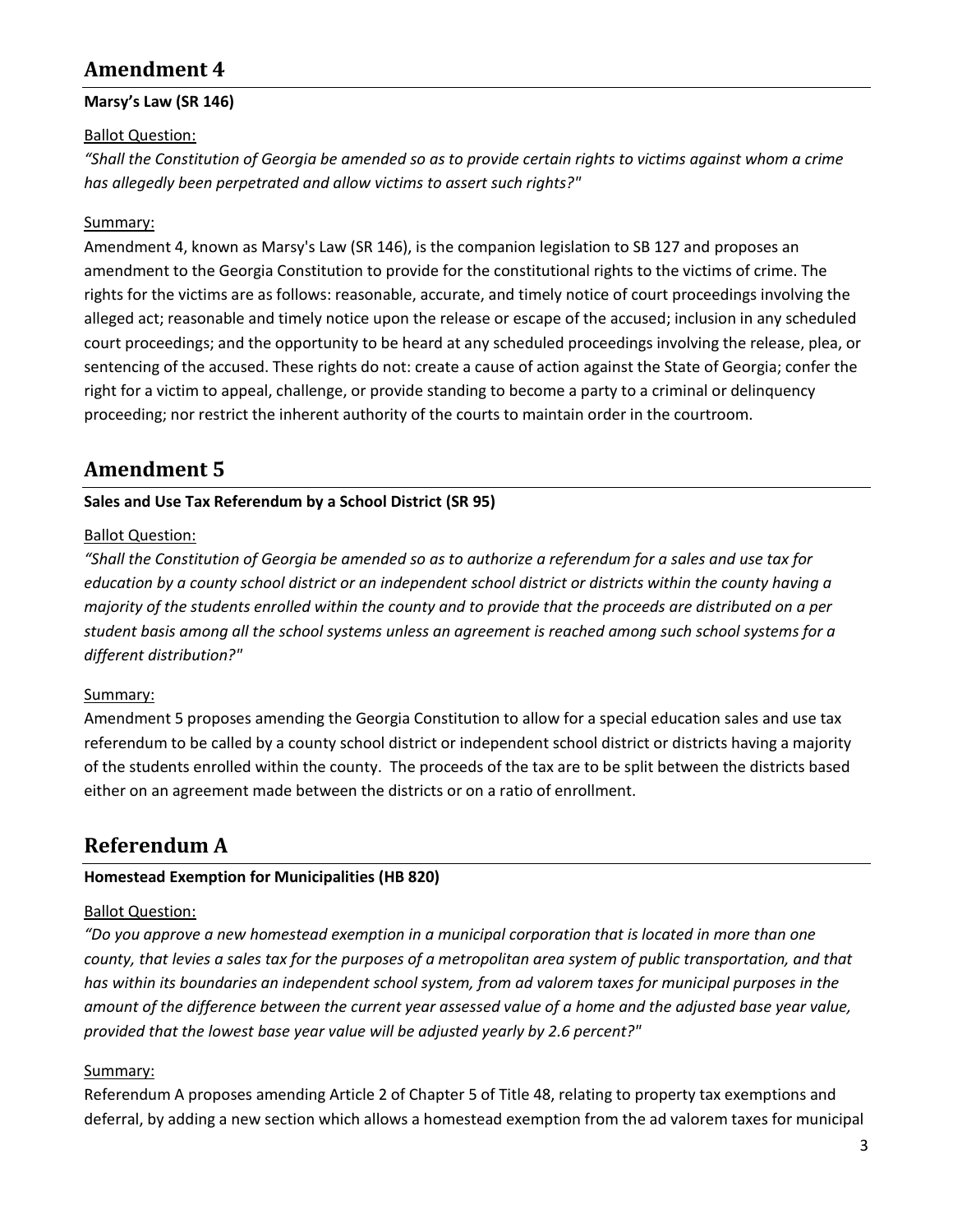## Amendment 4

**Marsy's Law (SR 146)**

Ballot Question:

*"Shall the Constitution of Georgia be amended so as to provide certain rights to victims against whom a crime has allegedly been perpetrated and allow victims to assert such rights?"*

Summary:

Amendment 4, known as Marsy's Law (SR 146), is the companion legislation to SB 127 and proposes an amendment to the Georgia Constitution to provide for the constitutional rights to the victims of crime. The rights for the victims are as follows: reasonable, accurate, and timely notice of court proceedings involving the alleged act; reasonable and timely notice upon the release or escape of the accused; inclusion in any scheduled court proceedings; and the opportunity to be heard at any scheduled proceedings involving the release, plea, or sentencing of the accused. These rights do not: create a cause of action against the State of Georgia; confer the right for a victim to appeal, challenge, or provide standing to become a party to a criminal or delinquency proceeding; nor restrict the inherent authority of the courts to maintain order in the courtroom.

## Amendment 5

**Sales and Use Tax Referendum by a School District (SR 95)**

Ballot Question:

*"Shall the Constitution of Georgia be amended so as to authorize a referendum for a sales and use tax for education by a county school district or an independent school district or districts within the county having a majority of the students enrolled within the county and to provide that the proceeds are distributed on a per student basis among all the school systems unless an agreement is reached among such school systems for a different distribution?"*

Summary:

Amendment 5 proposes amending the Georgia Constitution to allow for a special education sales and use tax referendum to be called by a county school district or independent school district or districts having a majority of the students enrolled within the county. The proceeds of the tax are to be split between the districts based either on an agreement made between the districts or on a ratio of enrollment.

## Referendum A

**Homestead Exemption for Municipalities (HB 820)**

Ballot Question:

*"Do you approve a new homestead exemption in a municipal corporation that is located in more than one county, that levies a sales tax for the purposes of a metropolitan area system of public transportation, and that has within its boundaries an independent school system, from ad valorem taxes for municipal purposes in the amount of the difference between the current year assessed value of a home and the adjusted base year value, provided that the lowest base year value will be adjusted yearly by 2.6 percent?"*

Summary:

Referendum A proposes amending Article 2 of Chapter 5 of Title 48, relating to property tax exemptions and deferral, by adding a new section which allows a homestead exemption from the ad valorem taxes for municipal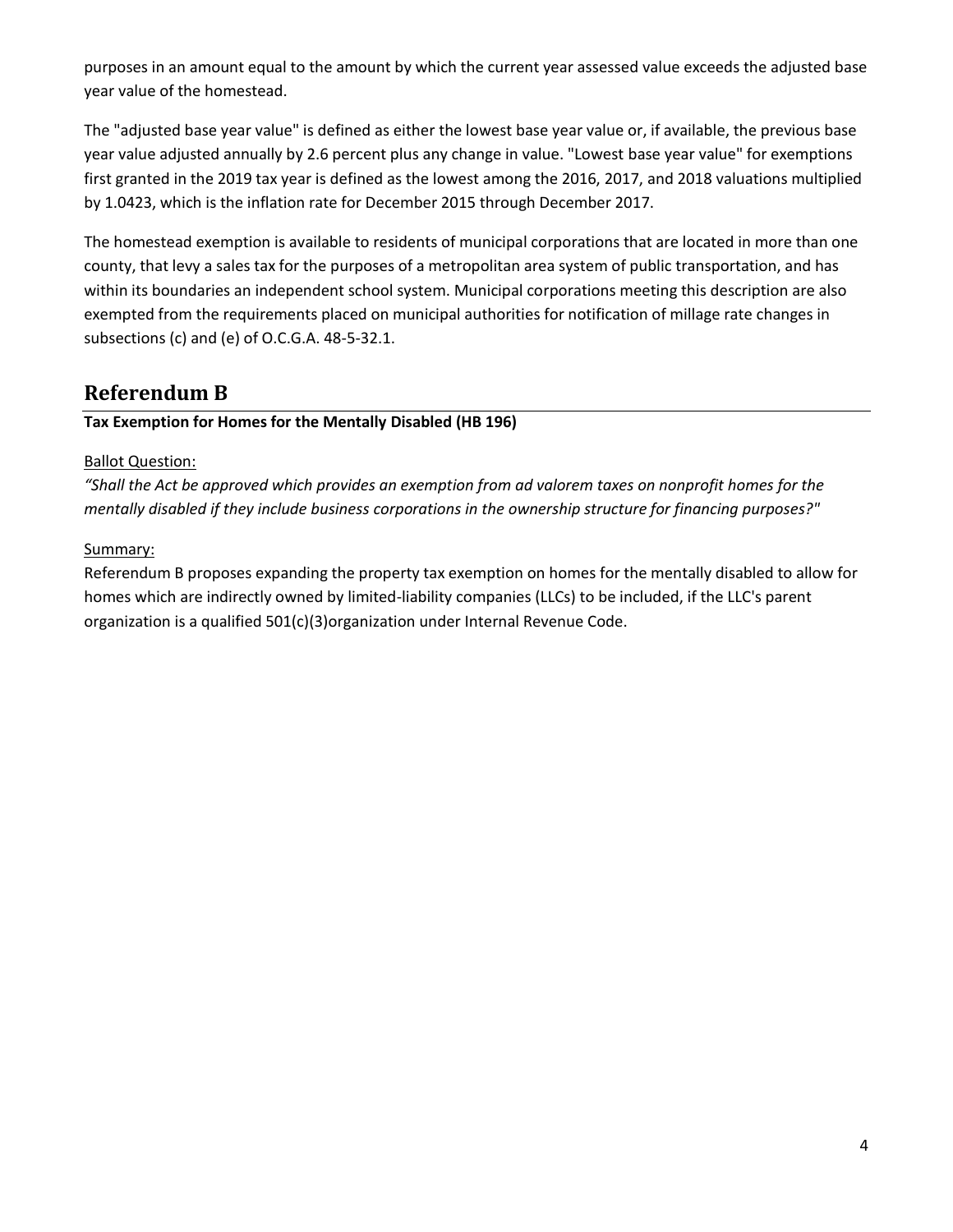purposes in an amount equal to the amount by which the current year assessed value exceeds the adjusted base year value of the homestead.

The "adjusted base year value" is defined as either the lowest base year value or, if available, the previous base year value adjusted annually by 2.6 percent plus any change in value. "Lowest base year value" for exemptions first granted in the 2019 tax year is defined as the lowest among the 2016, 2017, and 2018 valuations multiplied by 1.0423, which is the inflation rate for December 2015 through December 2017.

The homestead exemption is available to residents of municipal corporations that are located in more than one county, that levy a sales tax for the purposes of a metropolitan area system of public transportation, and has within its boundaries an independent school system. Municipal corporations meeting this description are also exempted from the requirements placed on municipal authorities for notification of millage rate changes in subsections (c) and (e) of O.C.G.A. 48-5-32.1.

## Referendum B

**Tax Exemption for Homes for the Mentally Disabled (HB 196)**

Ballot Question:

*"Shall the Act be approved which provides an exemption from ad valorem taxes on nonprofit homes for the mentally disabled if they include business corporations in the ownership structure for financing purposes?"*

Summary:

Referendum B proposes expanding the property tax exemption on homes for the mentally disabled to allow for homes which are indirectly owned by limited-liability companies (LLCs) to be included, if the LLC's parent organization is a qualified 501(c)(3)organization under Internal Revenue Code.